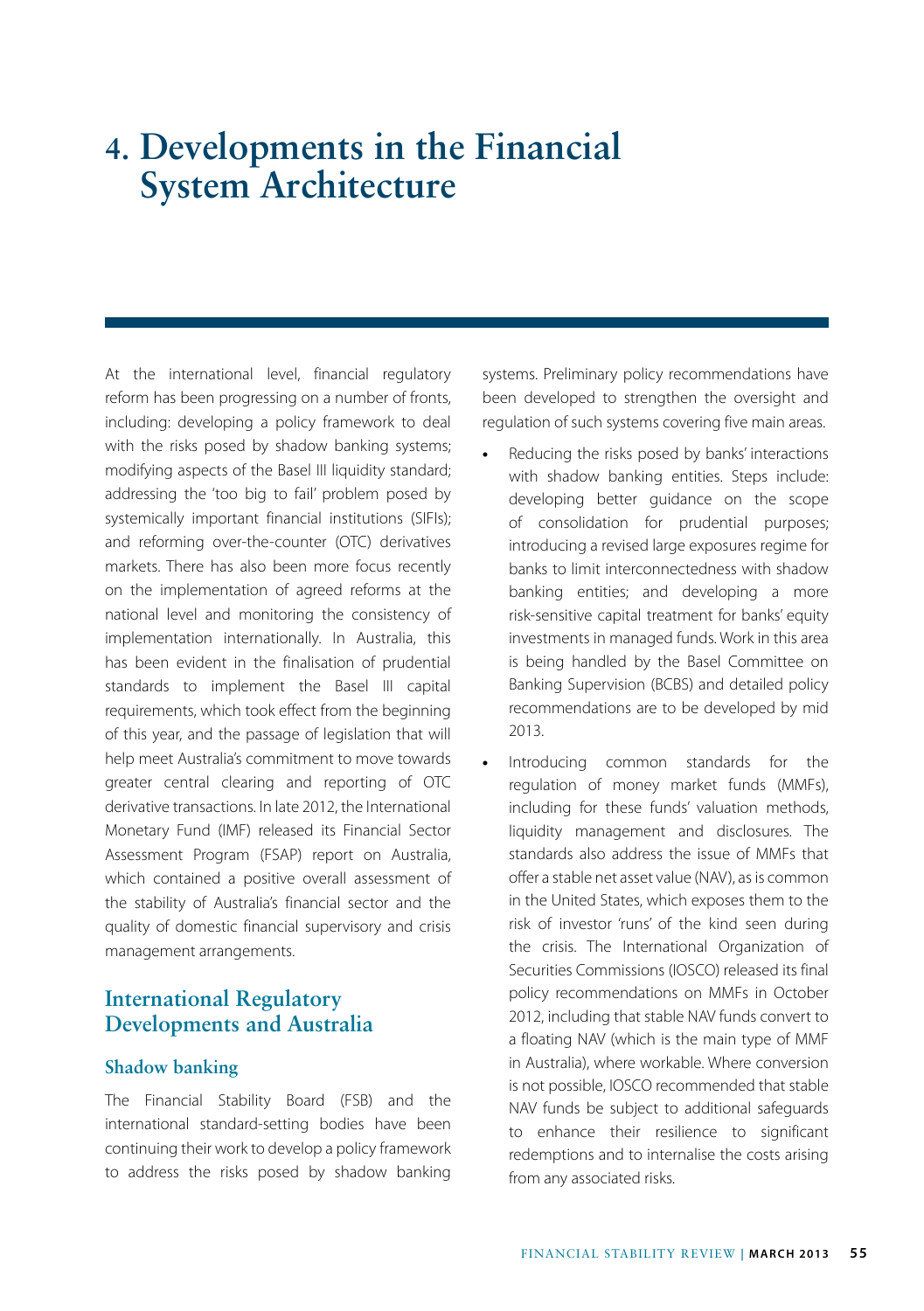# 4. Developments in the Financial System Architecture

At the international level, financial regulatory reform has been progressing on a number of fronts, including: developing a policy framework to deal with the risks posed by shadow banking systems; modifying aspects of the Basel III liquidity standard; addressing the 'too big to fail' problem posed by systemically important financial institutions (SIFIs); and reforming over-the-counter (OTC) derivatives markets. There has also been more focus recently on the implementation of agreed reforms at the national level and monitoring the consistency of implementation internationally. In Australia, this has been evident in the finalisation of prudential standards to implement the Basel III capital requirements, which took effect from the beginning of this year, and the passage of legislation that will help meet Australia's commitment to move towards greater central clearing and reporting of OTC derivative transactions. In late 2012, the International Monetary Fund (IMF) released its Financial Sector Assessment Program (FSAP) report on Australia, which contained a positive overall assessment of the stability of Australia's financial sector and the quality of domestic financial supervisory and crisis management arrangements.

## International Regulatory Developments and Australia

### Shadow banking

The Financial Stability Board (FSB) and the international standard-setting bodies have been continuing their work to develop a policy framework to address the risks posed by shadow banking systems. Preliminary policy recommendations have been developed to strengthen the oversight and regulation of such systems covering five main areas.

- Reducing the risks posed by banks' interactions with shadow banking entities. Steps include: developing better guidance on the scope of consolidation for prudential purposes; introducing a revised large exposures regime for banks to limit interconnectedness with shadow banking entities; and developing a more risk-sensitive capital treatment for banks' equity investments in managed funds. Work in this area is being handled by the Basel Committee on Banking Supervision (BCBS) and detailed policy recommendations are to be developed by mid 2013.
- Introducing common standards for the regulation of money market funds (MMFs), including for these funds' valuation methods, liquidity management and disclosures. The standards also address the issue of MMFs that offer a stable net asset value (NAV), as is common in the United States, which exposes them to the risk of investor 'runs' of the kind seen during the crisis. The International Organization of Securities Commissions (IOSCO) released its final policy recommendations on MMFs in October 2012, including that stable NAV funds convert to a floating NAV (which is the main type of MMF in Australia), where workable. Where conversion is not possible, IOSCO recommended that stable NAV funds be subject to additional safeguards to enhance their resilience to significant redemptions and to internalise the costs arising from any associated risks.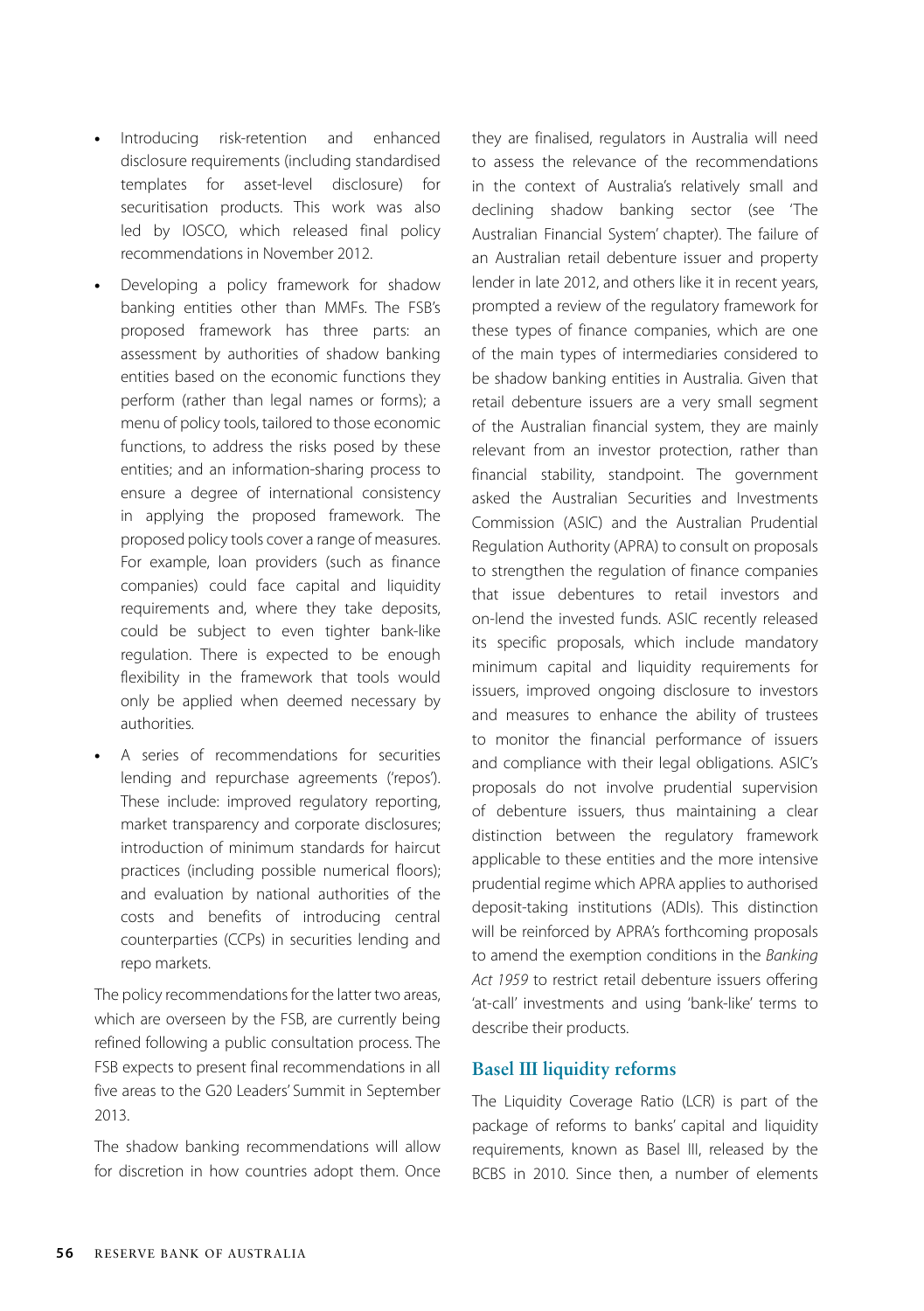- Introducing risk-retention and enhanced disclosure requirements (including standardised templates for asset-level disclosure) for securitisation products. This work was also led by IOSCO, which released final policy recommendations in November 2012.
- Developing a policy framework for shadow banking entities other than MMFs. The FSB's proposed framework has three parts: an assessment by authorities of shadow banking entities based on the economic functions they perform (rather than legal names or forms); a menu of policy tools, tailored to those economic functions, to address the risks posed by these entities; and an information-sharing process to ensure a degree of international consistency in applying the proposed framework. The proposed policy tools cover a range of measures. For example, loan providers (such as finance companies) could face capital and liquidity requirements and, where they take deposits, could be subject to even tighter bank-like regulation. There is expected to be enough flexibility in the framework that tools would only be applied when deemed necessary by authorities.
- A series of recommendations for securities lending and repurchase agreements ('repos'). These include: improved regulatory reporting, market transparency and corporate disclosures; introduction of minimum standards for haircut practices (including possible numerical floors); and evaluation by national authorities of the costs and benefits of introducing central counterparties (CCPs) in securities lending and repo markets.

The policy recommendations for the latter two areas, which are overseen by the FSB, are currently being refined following a public consultation process. The FSB expects to present final recommendations in all five areas to the G20 Leaders' Summit in September 2013.

The shadow banking recommendations will allow for discretion in how countries adopt them. Once they are finalised, regulators in Australia will need to assess the relevance of the recommendations in the context of Australia's relatively small and declining shadow banking sector (see 'The Australian Financial System' chapter). The failure of an Australian retail debenture issuer and property lender in late 2012, and others like it in recent years, prompted a review of the regulatory framework for these types of finance companies, which are one of the main types of intermediaries considered to be shadow banking entities in Australia. Given that retail debenture issuers are a very small segment of the Australian financial system, they are mainly relevant from an investor protection, rather than financial stability, standpoint. The government asked the Australian Securities and Investments Commission (ASIC) and the Australian Prudential Regulation Authority (APRA) to consult on proposals to strengthen the regulation of finance companies that issue debentures to retail investors and on-lend the invested funds. ASIC recently released its specific proposals, which include mandatory minimum capital and liquidity requirements for issuers, improved ongoing disclosure to investors and measures to enhance the ability of trustees to monitor the financial performance of issuers and compliance with their legal obligations. ASIC's proposals do not involve prudential supervision of debenture issuers, thus maintaining a clear distinction between the regulatory framework applicable to these entities and the more intensive prudential regime which APRA applies to authorised deposit-taking institutions (ADIs). This distinction will be reinforced by APRA's forthcoming proposals to amend the exemption conditions in the *Banking Act 1959* to restrict retail debenture issuers offering 'at-call' investments and using 'bank-like' terms to describe their products.

## Basel III liquidity reforms

The Liquidity Coverage Ratio (LCR) is part of the package of reforms to banks' capital and liquidity requirements, known as Basel III, released by the BCBS in 2010. Since then, a number of elements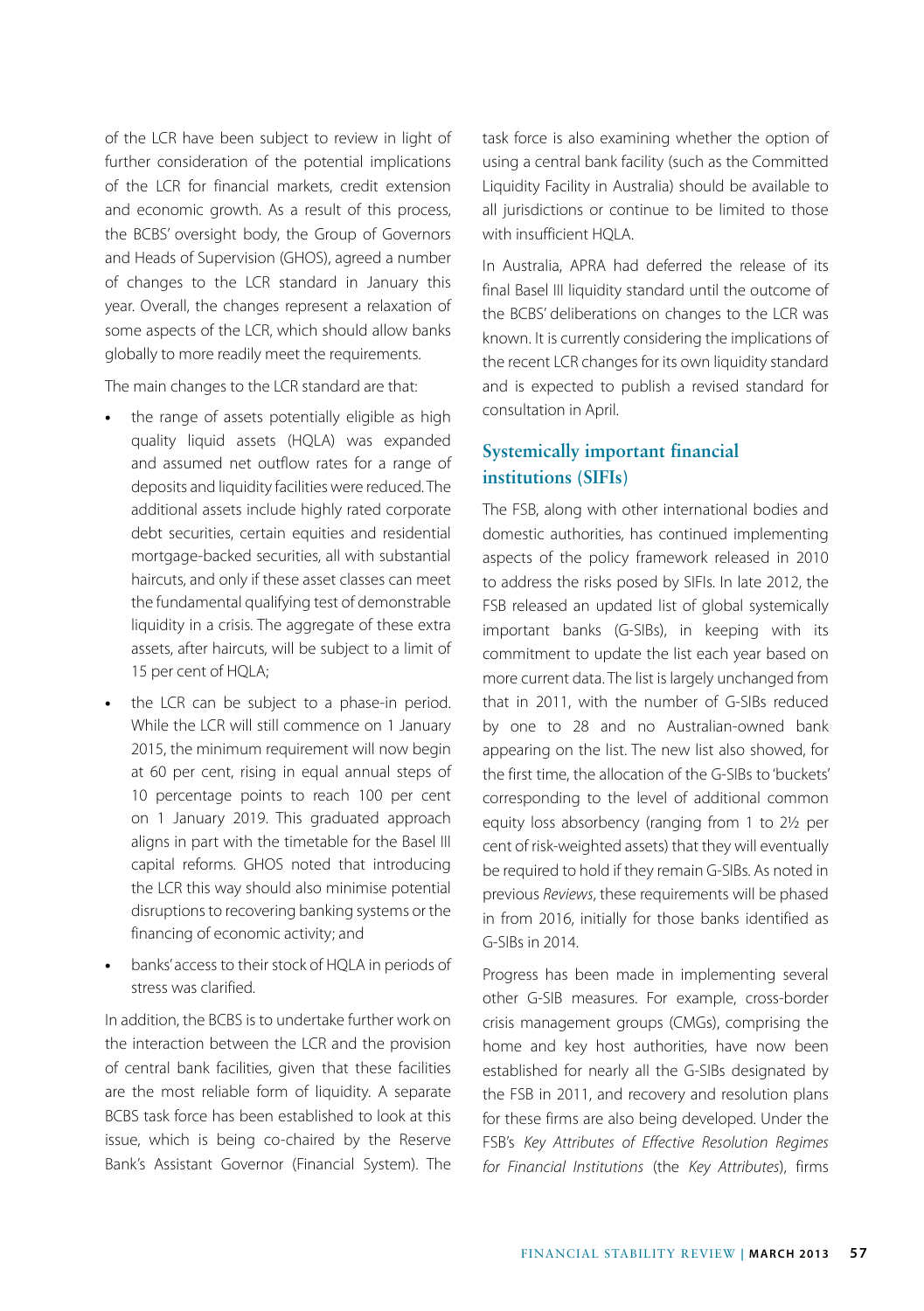of the LCR have been subject to review in light of further consideration of the potential implications of the LCR for financial markets, credit extension and economic growth. As a result of this process, the BCBS' oversight body, the Group of Governors and Heads of Supervision (GHOS), agreed a number of changes to the LCR standard in January this year. Overall, the changes represent a relaxation of some aspects of the LCR, which should allow banks globally to more readily meet the requirements.

The main changes to the LCR standard are that:

- the range of assets potentially eligible as high quality liquid assets (HQLA) was expanded and assumed net outflow rates for a range of deposits and liquidity facilities were reduced. The additional assets include highly rated corporate debt securities, certain equities and residential mortgage-backed securities, all with substantial haircuts, and only if these asset classes can meet the fundamental qualifying test of demonstrable liquidity in a crisis. The aggregate of these extra assets, after haircuts, will be subject to a limit of 15 per cent of HQLA;
- the LCR can be subject to a phase-in period. While the LCR will still commence on 1 January 2015, the minimum requirement will now begin at 60 per cent, rising in equal annual steps of 10 percentage points to reach 100 per cent on 1 January 2019. This graduated approach aligns in part with the timetable for the Basel III capital reforms. GHOS noted that introducing the LCR this way should also minimise potential disruptions to recovering banking systems or the financing of economic activity; and
- banks' access to their stock of HQLA in periods of stress was clarified.

In addition, the BCBS is to undertake further work on the interaction between the LCR and the provision of central bank facilities, given that these facilities are the most reliable form of liquidity. A separate BCBS task force has been established to look at this issue, which is being co-chaired by the Reserve Bank's Assistant Governor (Financial System). The task force is also examining whether the option of using a central bank facility (such as the Committed Liquidity Facility in Australia) should be available to all jurisdictions or continue to be limited to those with insufficient HQLA.

In Australia, APRA had deferred the release of its final Basel III liquidity standard until the outcome of the BCBS' deliberations on changes to the LCR was known. It is currently considering the implications of the recent LCR changes for its own liquidity standard and is expected to publish a revised standard for consultation in April.

## Systemically important financial institutions (SIFIs)

The FSB, along with other international bodies and domestic authorities, has continued implementing aspects of the policy framework released in 2010 to address the risks posed by SIFIs. In late 2012, the FSB released an updated list of global systemically important banks (G-SIBs), in keeping with its commitment to update the list each year based on more current data. The list is largely unchanged from that in 2011, with the number of G-SIBs reduced by one to 28 and no Australian-owned bank appearing on the list. The new list also showed, for the first time, the allocation of the G-SIBs to 'buckets' corresponding to the level of additional common equity loss absorbency (ranging from 1 to 2½ per cent of risk-weighted assets) that they will eventually be required to hold if they remain G-SIBs. As noted in previous *Reviews*, these requirements will be phased in from 2016, initially for those banks identified as G-SIBs in 2014.

Progress has been made in implementing several other G-SIB measures. For example, cross-border crisis management groups (CMGs), comprising the home and key host authorities, have now been established for nearly all the G-SIBs designated by the FSB in 2011, and recovery and resolution plans for these firms are also being developed. Under the FSB's *Key Attributes of Effective Resolution Regimes for Financial Institutions* (the *Key Attributes*), firms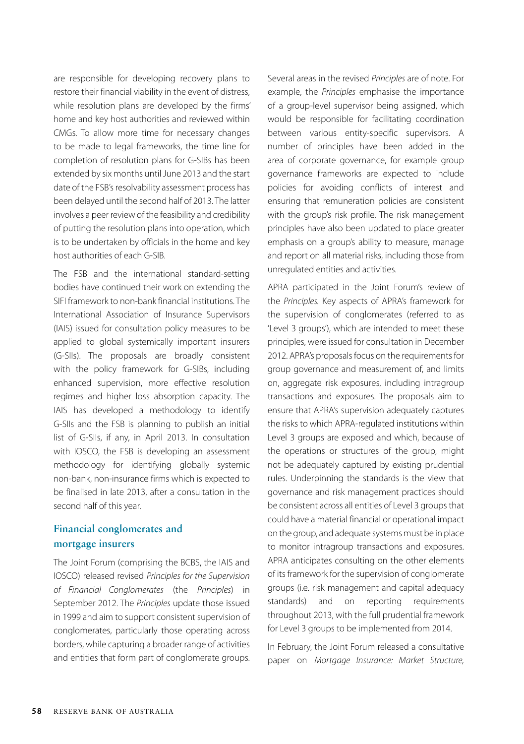are responsible for developing recovery plans to restore their financial viability in the event of distress, while resolution plans are developed by the firms' home and key host authorities and reviewed within CMGs. To allow more time for necessary changes to be made to legal frameworks, the time line for completion of resolution plans for G-SIBs has been extended by six months until June 2013 and the start date of the FSB's resolvability assessment process has been delayed until the second half of 2013. The latter involves a peer review of the feasibility and credibility of putting the resolution plans into operation, which is to be undertaken by officials in the home and key host authorities of each G-SIB.

The FSB and the international standard-setting bodies have continued their work on extending the SIFI framework to non-bank financial institutions. The International Association of Insurance Supervisors (IAIS) issued for consultation policy measures to be applied to global systemically important insurers (G-SIIs). The proposals are broadly consistent with the policy framework for G-SIBs, including enhanced supervision, more effective resolution regimes and higher loss absorption capacity. The IAIS has developed a methodology to identify G-SIIs and the FSB is planning to publish an initial list of G-SIIs, if any, in April 2013. In consultation with IOSCO, the FSB is developing an assessment methodology for identifying globally systemic non-bank, non-insurance firms which is expected to be finalised in late 2013, after a consultation in the second half of this year.

## Financial conglomerates and mortgage insurers

The Joint Forum (comprising the BCBS, the IAIS and IOSCO) released revised *Principles for the Supervision of Financial Conglomerates* (the *Principles*) in September 2012. The *Principles* update those issued in 1999 and aim to support consistent supervision of conglomerates, particularly those operating across borders, while capturing a broader range of activities and entities that form part of conglomerate groups.

Several areas in the revised *Principles* are of note. For example, the *Principles* emphasise the importance of a group-level supervisor being assigned, which would be responsible for facilitating coordination between various entity-specific supervisors. A number of principles have been added in the area of corporate governance, for example group governance frameworks are expected to include policies for avoiding conflicts of interest and ensuring that remuneration policies are consistent with the group's risk profile. The risk management principles have also been updated to place greater emphasis on a group's ability to measure, manage and report on all material risks, including those from unregulated entities and activities.

APRA participated in the Joint Forum's review of the *Principles*. Key aspects of APRA's framework for the supervision of conglomerates (referred to as 'Level 3 groups'), which are intended to meet these principles, were issued for consultation in December 2012. APRA's proposals focus on the requirements for group governance and measurement of, and limits on, aggregate risk exposures, including intragroup transactions and exposures. The proposals aim to ensure that APRA's supervision adequately captures the risks to which APRA-regulated institutions within Level 3 groups are exposed and which, because of the operations or structures of the group, might not be adequately captured by existing prudential rules. Underpinning the standards is the view that governance and risk management practices should be consistent across all entities of Level 3 groups that could have a material financial or operational impact on the group, and adequate systems must be in place to monitor intragroup transactions and exposures. APRA anticipates consulting on the other elements of its framework for the supervision of conglomerate groups (i.e. risk management and capital adequacy standards) and on reporting requirements throughout 2013, with the full prudential framework for Level 3 groups to be implemented from 2014.

In February, the Joint Forum released a consultative paper on *Mortgage Insurance: Market Structure,*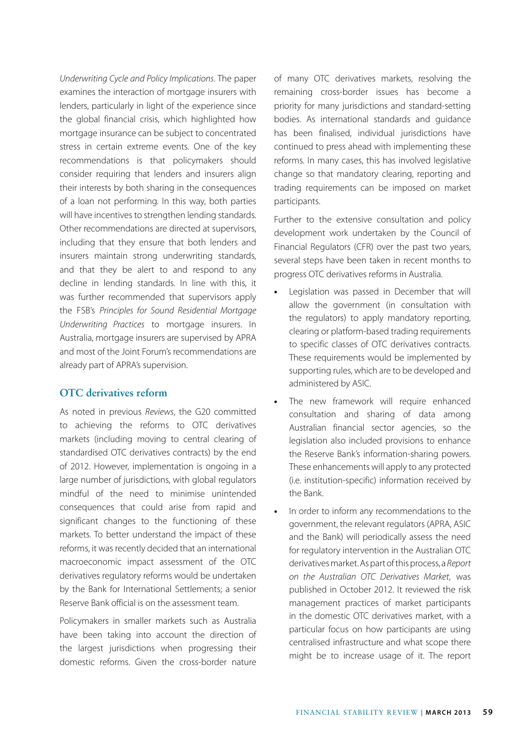*Underwriting Cycle and Policy Implications*. The paper examines the interaction of mortgage insurers with lenders, particularly in light of the experience since the global financial crisis, which highlighted how mortgage insurance can be subject to concentrated stress in certain extreme events. One of the key recommendations is that policymakers should consider requiring that lenders and insurers align their interests by both sharing in the consequences of a loan not performing. In this way, both parties will have incentives to strengthen lending standards. Other recommendations are directed at supervisors, including that they ensure that both lenders and insurers maintain strong underwriting standards, and that they be alert to and respond to any decline in lending standards. In line with this, it was further recommended that supervisors apply the FSB's *Principles for Sound Residential Mortgage Underwriting Practices* to mortgage insurers. In Australia, mortgage insurers are supervised by APRA and most of the Joint Forum's recommendations are already part of APRA's supervision.

## OTC derivatives reform

As noted in previous *Reviews*, the G20 committed to achieving the reforms to OTC derivatives markets (including moving to central clearing of standardised OTC derivatives contracts) by the end of 2012. However, implementation is ongoing in a large number of jurisdictions, with global regulators mindful of the need to minimise unintended consequences that could arise from rapid and significant changes to the functioning of these markets. To better understand the impact of these reforms, it was recently decided that an international macroeconomic impact assessment of the OTC derivatives regulatory reforms would be undertaken by the Bank for International Settlements; a senior Reserve Bank official is on the assessment team.

Policymakers in smaller markets such as Australia have been taking into account the direction of the largest jurisdictions when progressing their domestic reforms. Given the cross-border nature of many OTC derivatives markets, resolving the remaining cross-border issues has become a priority for many jurisdictions and standard-setting bodies. As international standards and guidance has been finalised, individual jurisdictions have continued to press ahead with implementing these reforms. In many cases, this has involved legislative change so that mandatory clearing, reporting and trading requirements can be imposed on market participants.

Further to the extensive consultation and policy development work undertaken by the Council of Financial Regulators (CFR) over the past two years, several steps have been taken in recent months to progress OTC derivatives reforms in Australia.

- Legislation was passed in December that will allow the government (in consultation with the regulators) to apply mandatory reporting, clearing or platform-based trading requirements to specific classes of OTC derivatives contracts. These requirements would be implemented by supporting rules, which are to be developed and administered by ASIC.
- The new framework will require enhanced consultation and sharing of data among Australian financial sector agencies, so the legislation also included provisions to enhance the Reserve Bank's information-sharing powers. These enhancements will apply to any protected (i.e. institution-specific) information received by the Bank.
- In order to inform any recommendations to the government, the relevant regulators (APRA, ASIC and the Bank) will periodically assess the need for regulatory intervention in the Australian OTC derivatives market. As part of this process, a *Report on the Australian OTC Derivatives Market*, was published in October 2012. It reviewed the risk management practices of market participants in the domestic OTC derivatives market, with a particular focus on how participants are using centralised infrastructure and what scope there might be to increase usage of it. The report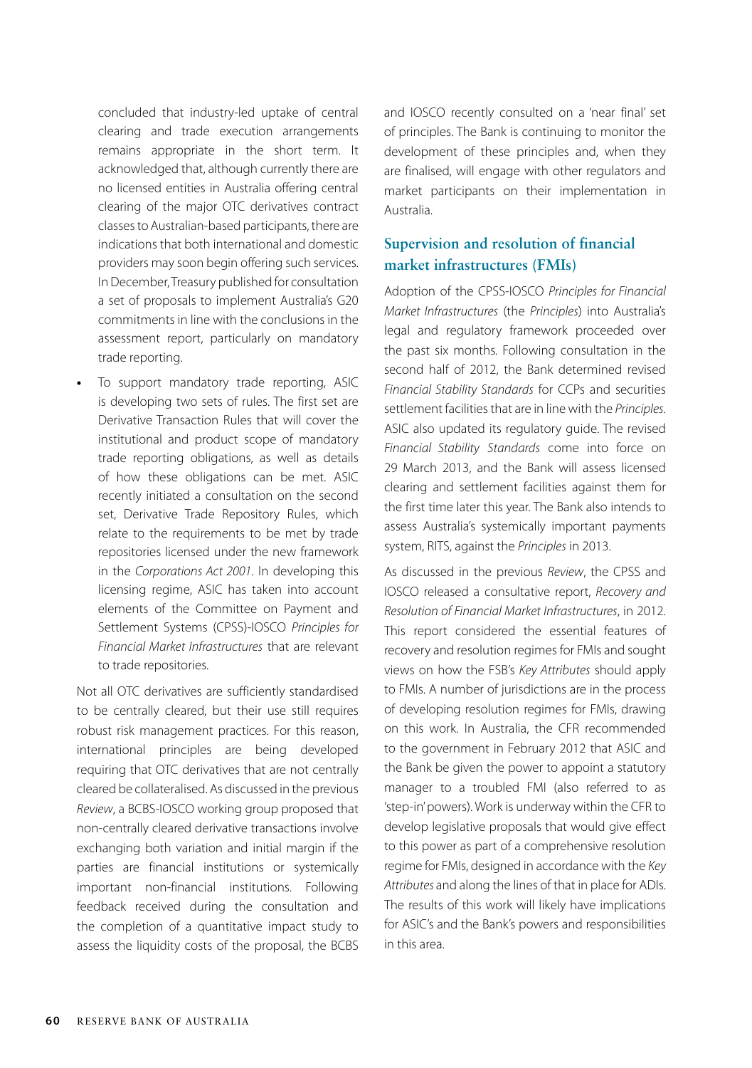concluded that industry-led uptake of central clearing and trade execution arrangements remains appropriate in the short term. It acknowledged that, although currently there are no licensed entities in Australia offering central clearing of the major OTC derivatives contract classes to Australian-based participants, there are indications that both international and domestic providers may soon begin offering such services. In December, Treasury published for consultation a set of proposals to implement Australia's G20 commitments in line with the conclusions in the assessment report, particularly on mandatory trade reporting.

- To support mandatory trade reporting, ASIC is developing two sets of rules. The first set are Derivative Transaction Rules that will cover the institutional and product scope of mandatory trade reporting obligations, as well as details of how these obligations can be met. ASIC recently initiated a consultation on the second set, Derivative Trade Repository Rules, which relate to the requirements to be met by trade repositories licensed under the new framework in the *Corporations Act 2001*. In developing this licensing regime, ASIC has taken into account elements of the Committee on Payment and Settlement Systems (CPSS)-IOSCO *Principles for Financial Market Infrastructures* that are relevant to trade repositories.

Not all OTC derivatives are sufficiently standardised to be centrally cleared, but their use still requires robust risk management practices. For this reason, international principles are being developed requiring that OTC derivatives that are not centrally cleared be collateralised. As discussed in the previous *Review*, a BCBS-IOSCO working group proposed that non-centrally cleared derivative transactions involve exchanging both variation and initial margin if the parties are financial institutions or systemically important non-financial institutions. Following feedback received during the consultation and the completion of a quantitative impact study to assess the liquidity costs of the proposal, the BCBS and IOSCO recently consulted on a 'near final' set of principles. The Bank is continuing to monitor the development of these principles and, when they are finalised, will engage with other regulators and market participants on their implementation in Australia.

## Supervision and resolution of financial market infrastructures (FMIs)

Adoption of the CPSS-IOSCO *Principles for Financial Market Infrastructures* (the *Principles*) into Australia's legal and regulatory framework proceeded over the past six months. Following consultation in the second half of 2012, the Bank determined revised *Financial Stability Standards* for CCPs and securities settlement facilities that are in line with the *Principles*. ASIC also updated its regulatory guide. The revised *Financial Stability Standards* come into force on 29 March 2013, and the Bank will assess licensed clearing and settlement facilities against them for the first time later this year. The Bank also intends to assess Australia's systemically important payments system, RITS, against the *Principles* in 2013.

As discussed in the previous *Review*, the CPSS and IOSCO released a consultative report, *Recovery and Resolution of Financial Market Infrastructures*, in 2012. This report considered the essential features of recovery and resolution regimes for FMIs and sought views on how the FSB's *Key Attributes* should apply to FMIs. A number of jurisdictions are in the process of developing resolution regimes for FMIs, drawing on this work. In Australia, the CFR recommended to the government in February 2012 that ASIC and the Bank be given the power to appoint a statutory manager to a troubled FMI (also referred to as 'step-in' powers). Work is underway within the CFR to develop legislative proposals that would give effect to this power as part of a comprehensive resolution regime for FMIs, designed in accordance with the *Key Attributes* and along the lines of that in place for ADIs. The results of this work will likely have implications for ASIC's and the Bank's powers and responsibilities in this area.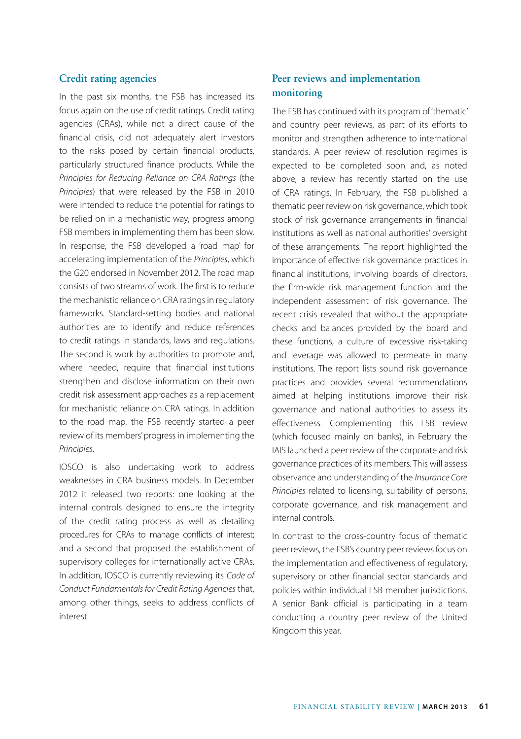### Credit rating agencies

In the past six months, the FSB has increased its focus again on the use of credit ratings. Credit rating agencies (CRAs), while not a direct cause of the financial crisis, did not adequately alert investors to the risks posed by certain financial products, particularly structured finance products. While the *Principles for Reducing Reliance on CRA Ratings* (the *Principles*) that were released by the FSB in 2010 were intended to reduce the potential for ratings to be relied on in a mechanistic way, progress among FSB members in implementing them has been slow. In response, the FSB developed a 'road map' for accelerating implementation of the *Principles*, which the G20 endorsed in November 2012. The road map consists of two streams of work. The first is to reduce the mechanistic reliance on CRA ratings in regulatory frameworks. Standard-setting bodies and national authorities are to identify and reduce references to credit ratings in standards, laws and regulations. The second is work by authorities to promote and, where needed, require that financial institutions strengthen and disclose information on their own credit risk assessment approaches as a replacement for mechanistic reliance on CRA ratings. In addition to the road map, the FSB recently started a peer review of its members' progress in implementing the *Principles*.

IOSCO is also undertaking work to address weaknesses in CRA business models. In December 2012 it released two reports: one looking at the internal controls designed to ensure the integrity of the credit rating process as well as detailing procedures for CRAs to manage conflicts of interest; and a second that proposed the establishment of supervisory colleges for internationally active CRAs. In addition, IOSCO is currently reviewing its *Code of Conduct Fundamentals for Credit Rating Agencies* that, among other things, seeks to address conflicts of interest.

### Peer reviews and implementation monitoring

The FSB has continued with its program of 'thematic' and country peer reviews, as part of its efforts to monitor and strengthen adherence to international standards. A peer review of resolution regimes is expected to be completed soon and, as noted above, a review has recently started on the use of CRA ratings. In February, the FSB published a thematic peer review on risk governance, which took stock of risk governance arrangements in financial institutions as well as national authorities' oversight of these arrangements. The report highlighted the importance of effective risk governance practices in financial institutions, involving boards of directors, the firm-wide risk management function and the independent assessment of risk governance. The recent crisis revealed that without the appropriate checks and balances provided by the board and these functions, a culture of excessive risk-taking and leverage was allowed to permeate in many institutions. The report lists sound risk governance practices and provides several recommendations aimed at helping institutions improve their risk governance and national authorities to assess its effectiveness. Complementing this FSB review (which focused mainly on banks), in February the IAIS launched a peer review of the corporate and risk governance practices of its members. This will assess observance and understanding of the *Insurance Core Principles* related to licensing, suitability of persons, corporate governance, and risk management and internal controls.

In contrast to the cross-country focus of thematic peer reviews, the FSB's country peer reviews focus on the implementation and effectiveness of regulatory, supervisory or other financial sector standards and policies within individual FSB member jurisdictions. A senior Bank official is participating in a team conducting a country peer review of the United Kingdom this year.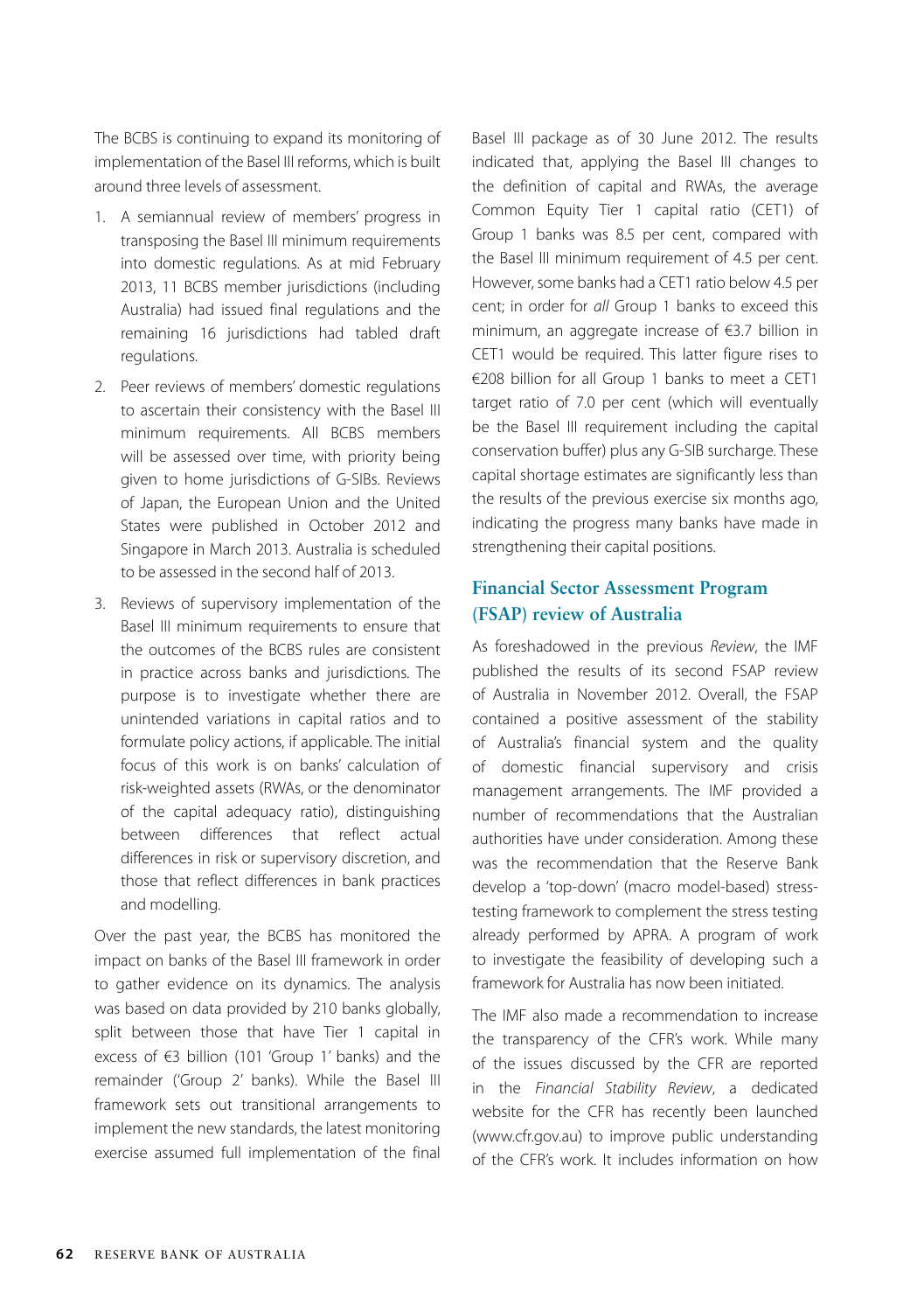The BCBS is continuing to expand its monitoring of implementation of the Basel III reforms, which is built around three levels of assessment.

1. A semiannual review of members' progress in transposing the Basel III minimum requirements into domestic regulations. As at mid February 2013, 11 BCBS member jurisdictions (including Australia) had issued final regulations and the remaining 16 jurisdictions had tabled draft regulations.
2. Peer reviews of members' domestic regulations to ascertain their consistency with the Basel III minimum requirements. All BCBS members will be assessed over time, with priority being given to home jurisdictions of G-SIBs. Reviews of Japan, the European Union and the United States were published in October 2012 and Singapore in March 2013. Australia is scheduled to be assessed in the second half of 2013.
3. Reviews of supervisory implementation of the Basel III minimum requirements to ensure that the outcomes of the BCBS rules are consistent in practice across banks and jurisdictions. The purpose is to investigate whether there are unintended variations in capital ratios and to formulate policy actions, if applicable. The initial focus of this work is on banks' calculation of risk-weighted assets (RWAs, or the denominator of the capital adequacy ratio), distinguishing between differences that reflect actual differences in risk or supervisory discretion, and those that reflect differences in bank practices and modelling.

Over the past year, the BCBS has monitored the impact on banks of the Basel III framework in order to gather evidence on its dynamics. The analysis was based on data provided by 210 banks globally, split between those that have Tier 1 capital in excess of €3 billion (101 'Group 1' banks) and the remainder ('Group 2' banks). While the Basel III framework sets out transitional arrangements to implement the new standards, the latest monitoring exercise assumed full implementation of the final Basel III package as of 30 June 2012. The results indicated that, applying the Basel III changes to the definition of capital and RWAs, the average Common Equity Tier 1 capital ratio (CET1) of Group 1 banks was 8.5 per cent, compared with the Basel III minimum requirement of 4.5 per cent. However, some banks had a CET1 ratio below 4.5 per cent; in order for *all* Group 1 banks to exceed this minimum, an aggregate increase of €3.7 billion in CET1 would be required. This latter figure rises to €208 billion for all Group 1 banks to meet a CET1 target ratio of 7.0 per cent (which will eventually be the Basel III requirement including the capital conservation buffer) plus any G-SIB surcharge. These capital shortage estimates are significantly less than the results of the previous exercise six months ago, indicating the progress many banks have made in strengthening their capital positions.

## Financial Sector Assessment Program (FSAP) review of Australia

As foreshadowed in the previous *Review*, the IMF published the results of its second FSAP review of Australia in November 2012. Overall, the FSAP contained a positive assessment of the stability of Australia's financial system and the quality of domestic financial supervisory and crisis management arrangements. The IMF provided a number of recommendations that the Australian authorities have under consideration. Among these was the recommendation that the Reserve Bank develop a 'top-down' (macro model-based) stress-testing framework to complement the stress testing already performed by APRA. A program of work to investigate the feasibility of developing such a framework for Australia has now been initiated.

The IMF also made a recommendation to increase the transparency of the CFR's work. While many of the issues discussed by the CFR are reported in the *Financial Stability Review*, a dedicated website for the CFR has recently been launched (www.cfr.gov.au) to improve public understanding of the CFR's work. It includes information on how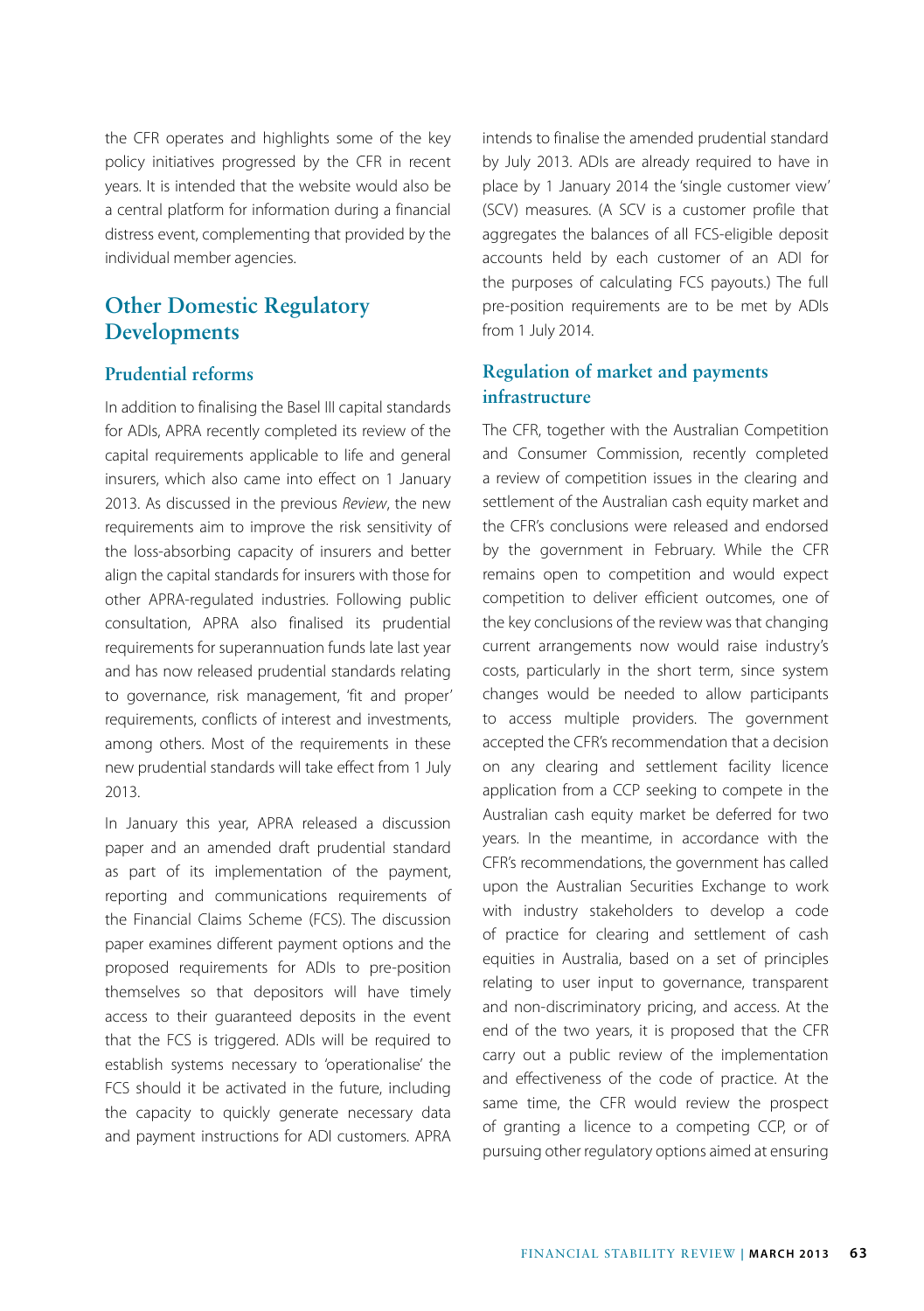the CFR operates and highlights some of the key policy initiatives progressed by the CFR in recent years. It is intended that the website would also be a central platform for information during a financial distress event, complementing that provided by the individual member agencies.

## Other Domestic Regulatory Developments

### Prudential reforms

In addition to finalising the Basel III capital standards for ADIs, APRA recently completed its review of the capital requirements applicable to life and general insurers, which also came into effect on 1 January 2013. As discussed in the previous *Review*, the new requirements aim to improve the risk sensitivity of the loss-absorbing capacity of insurers and better align the capital standards for insurers with those for other APRA-regulated industries. Following public consultation, APRA also finalised its prudential requirements for superannuation funds late last year and has now released prudential standards relating to governance, risk management, 'fit and proper' requirements, conflicts of interest and investments, among others. Most of the requirements in these new prudential standards will take effect from 1 July 2013.

In January this year, APRA released a discussion paper and an amended draft prudential standard as part of its implementation of the payment, reporting and communications requirements of the Financial Claims Scheme (FCS). The discussion paper examines different payment options and the proposed requirements for ADIs to pre-position themselves so that depositors will have timely access to their guaranteed deposits in the event that the FCS is triggered. ADIs will be required to establish systems necessary to 'operationalise' the FCS should it be activated in the future, including the capacity to quickly generate necessary data and payment instructions for ADI customers. APRA intends to finalise the amended prudential standard by July 2013. ADIs are already required to have in place by 1 January 2014 the 'single customer view' (SCV) measures. (A SCV is a customer profile that aggregates the balances of all FCS-eligible deposit accounts held by each customer of an ADI for the purposes of calculating FCS payouts.) The full pre-position requirements are to be met by ADIs from 1 July 2014.

### Regulation of market and payments infrastructure

The CFR, together with the Australian Competition and Consumer Commission, recently completed a review of competition issues in the clearing and settlement of the Australian cash equity market and the CFR's conclusions were released and endorsed by the government in February. While the CFR remains open to competition and would expect competition to deliver efficient outcomes, one of the key conclusions of the review was that changing current arrangements now would raise industry's costs, particularly in the short term, since system changes would be needed to allow participants to access multiple providers. The government accepted the CFR's recommendation that a decision on any clearing and settlement facility licence application from a CCP seeking to compete in the Australian cash equity market be deferred for two years. In the meantime, in accordance with the CFR's recommendations, the government has called upon the Australian Securities Exchange to work with industry stakeholders to develop a code of practice for clearing and settlement of cash equities in Australia, based on a set of principles relating to user input to governance, transparent and non-discriminatory pricing, and access. At the end of the two years, it is proposed that the CFR carry out a public review of the implementation and effectiveness of the code of practice. At the same time, the CFR would review the prospect of granting a licence to a competing CCP, or of pursuing other regulatory options aimed at ensuring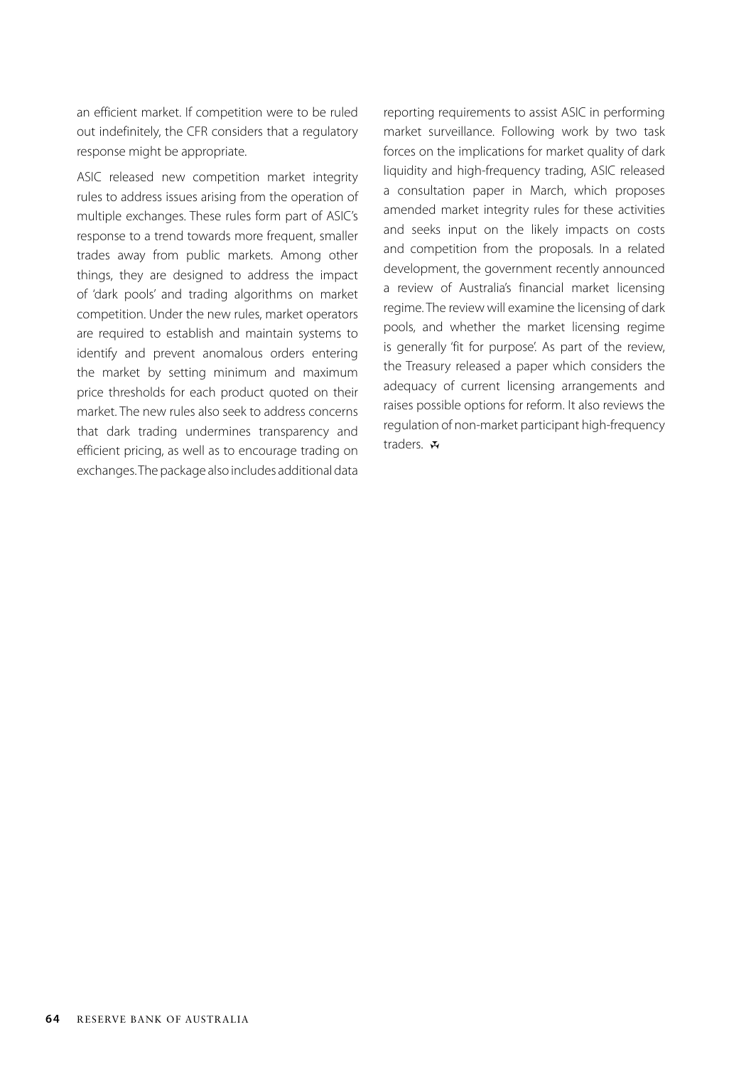an efficient market. If competition were to be ruled out indefinitely, the CFR considers that a regulatory response might be appropriate.

ASIC released new competition market integrity rules to address issues arising from the operation of multiple exchanges. These rules form part of ASIC's response to a trend towards more frequent, smaller trades away from public markets. Among other things, they are designed to address the impact of 'dark pools' and trading algorithms on market competition. Under the new rules, market operators are required to establish and maintain systems to identify and prevent anomalous orders entering the market by setting minimum and maximum price thresholds for each product quoted on their market. The new rules also seek to address concerns that dark trading undermines transparency and efficient pricing, as well as to encourage trading on exchanges. The package also includes additional data reporting requirements to assist ASIC in performing market surveillance. Following work by two task forces on the implications for market quality of dark liquidity and high-frequency trading, ASIC released a consultation paper in March, which proposes amended market integrity rules for these activities and seeks input on the likely impacts on costs and competition from the proposals. In a related development, the government recently announced a review of Australia's financial market licensing regime. The review will examine the licensing of dark pools, and whether the market licensing regime is generally 'fit for purpose'. As part of the review, the Treasury released a paper which considers the adequacy of current licensing arrangements and raises possible options for reform. It also reviews the regulation of non-market participant high-frequency traders.